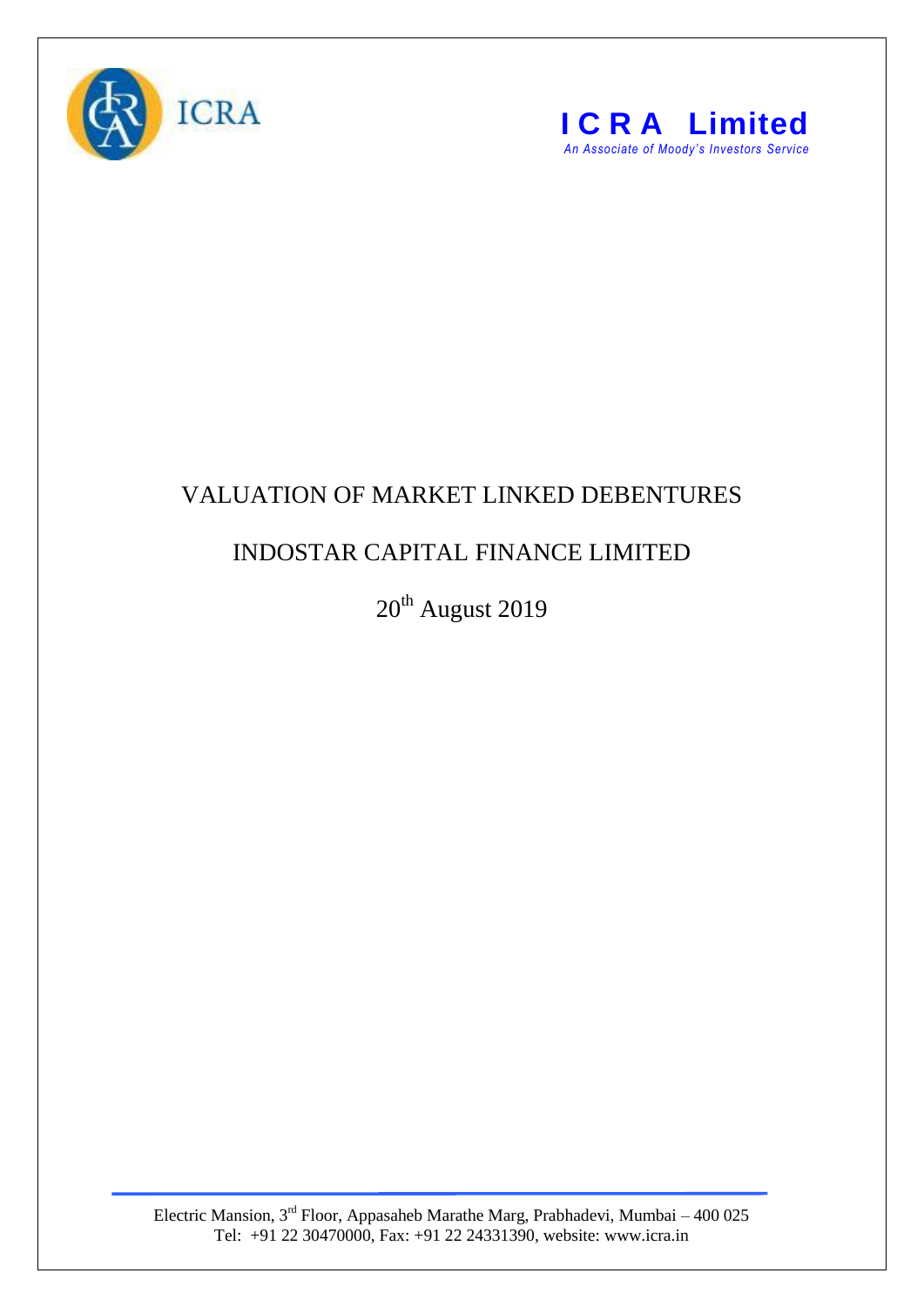ICRA

**I C R A Limited**

*An Associate of Moody's Investors Service*

# VALUATION OF MARKET LINKED DEBENTURES

## INDOSTAR CAPITAL FINANCE LIMITED

20th August 2019

Electric Mansion, 3rd Floor, Appasaheb Marathe Marg, Prabhadevi, Mumbai – 400 025
Tel: +91 22 30470000, Fax: +91 22 24331390, website: www.icra.in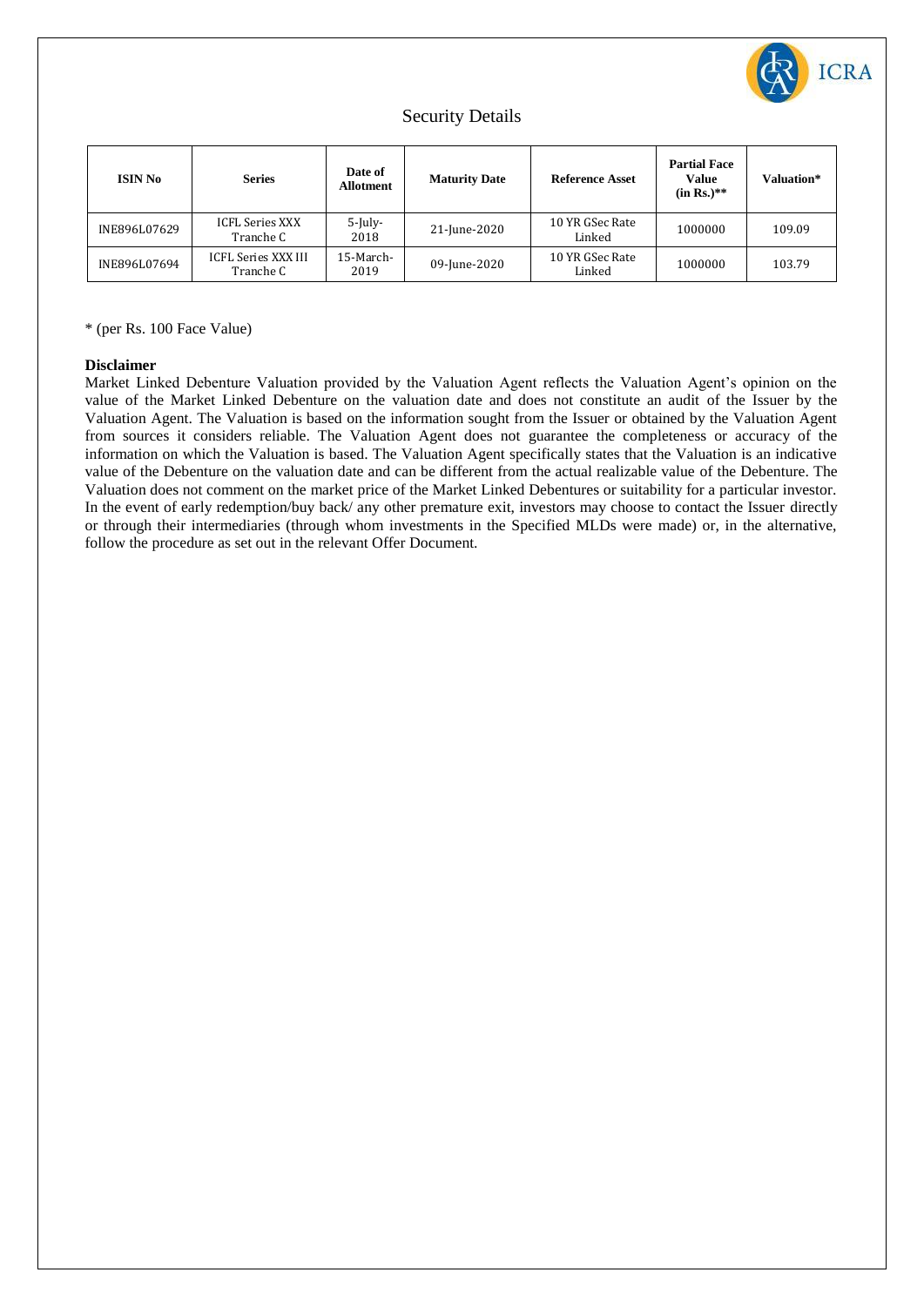## Security Details

| ISIN No | Series | Date of Allotment | Maturity Date | Reference Asset | Partial Face Value (in Rs.)** | Valuation* |
|---|---|---|---|---|---|---|
| INE896L07629 | ICFL Series XXX Tranche C | 5-July-2018 | 21-June-2020 | 10 YR GSec Rate Linked | 1000000 | 109.09 |
| INE896L07694 | ICFL Series XXX III Tranche C | 15-March-2019 | 09-June-2020 | 10 YR GSec Rate Linked | 1000000 | 103.79 |

* (per Rs. 100 Face Value)

**Disclaimer**

Market Linked Debenture Valuation provided by the Valuation Agent reflects the Valuation Agent's opinion on the value of the Market Linked Debenture on the valuation date and does not constitute an audit of the Issuer by the Valuation Agent. The Valuation is based on the information sought from the Issuer or obtained by the Valuation Agent from sources it considers reliable. The Valuation Agent does not guarantee the completeness or accuracy of the information on which the Valuation is based. The Valuation Agent specifically states that the Valuation is an indicative value of the Debenture on the valuation date and can be different from the actual realizable value of the Debenture. The Valuation does not comment on the market price of the Market Linked Debentures or suitability for a particular investor. In the event of early redemption/buy back/ any other premature exit, investors may choose to contact the Issuer directly or through their intermediaries (through whom investments in the Specified MLDs were made) or, in the alternative, follow the procedure as set out in the relevant Offer Document.